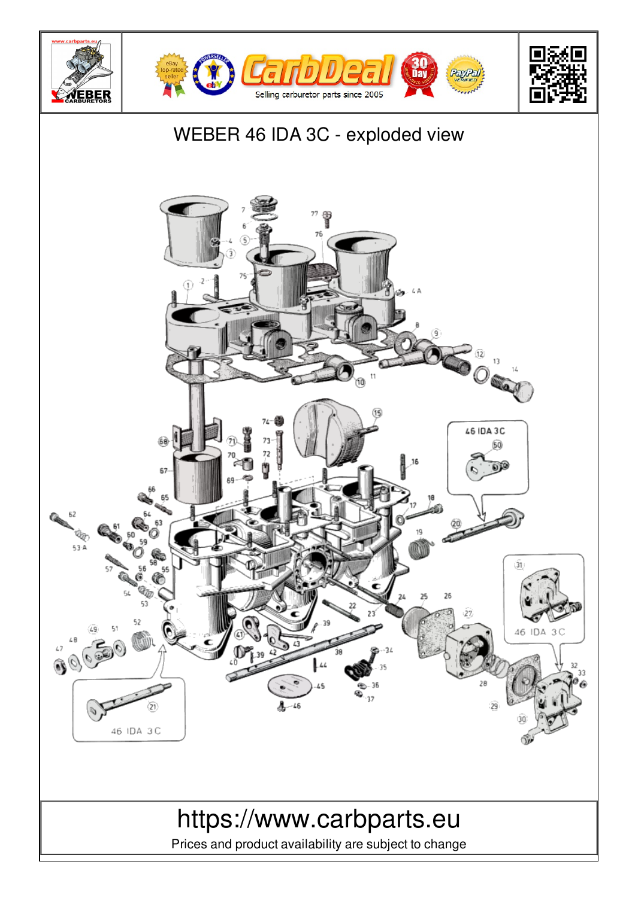# WEBER 46 IDA 3C - exploded view

https://www.carbparts.eu

Prices and product availability are subject to change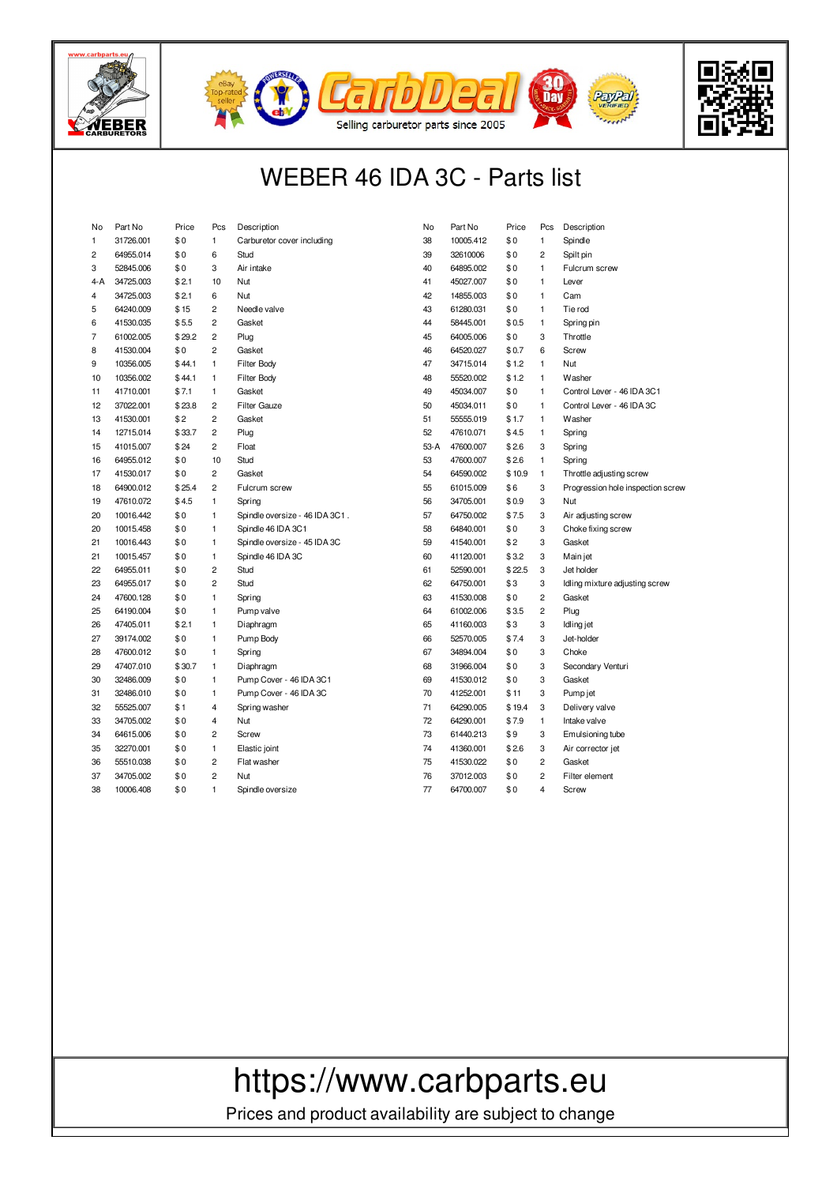# WEBER 46 IDA 3C - Parts list

| No | Part No | Price | Pcs | Description | No | Part No | Price | Pcs | Description |
|---|---|---|---|---|---|---|---|---|---|
| 1 | 31726.001 | $ 0 | 1 | Carburetor cover including | 38 | 10005.412 | $ 0 | 1 | Spindle |
| 2 | 64955.014 | $ 0 | 6 | Stud | 39 | 32610006 | $ 0 | 2 | Spilt pin |
| 3 | 52845.006 | $ 0 | 3 | Air intake | 40 | 64895.002 | $ 0 | 1 | Fulcrum screw |
| 4-A | 34725.003 | $ 2.1 | 10 | Nut | 41 | 45027.007 | $ 0 | 1 | Lever |
| 4 | 34725.003 | $ 2.1 | 6 | Nut | 42 | 14855.003 | $ 0 | 1 | Cam |
| 5 | 64240.009 | $ 15 | 2 | Needle valve | 43 | 61280.031 | $ 0 | 1 | Tie rod |
| 6 | 41530.035 | $ 5.5 | 2 | Gasket | 44 | 58445.001 | $ 0.5 | 1 | Spring pin |
| 7 | 61002.005 | $ 29.2 | 2 | Plug | 45 | 64005.006 | $ 0 | 3 | Throttle |
| 8 | 41530.004 | $ 0 | 2 | Gasket | 46 | 64520.027 | $ 0.7 | 6 | Screw |
| 9 | 10356.005 | $ 44.1 | 1 | Filter Body | 47 | 34715.014 | $ 1.2 | 1 | Nut |
| 10 | 10356.002 | $ 44.1 | 1 | Filter Body | 48 | 55520.002 | $ 1.2 | 1 | Washer |
| 11 | 41710.001 | $ 7.1 | 1 | Gasket | 49 | 45034.007 | $ 0 | 1 | Control Lever - 46 IDA 3C1 |
| 12 | 37022.001 | $ 23.8 | 2 | Filter Gauze | 50 | 45034.011 | $ 0 | 1 | Control Lever - 46 IDA 3C |
| 13 | 41530.001 | $ 2 | 2 | Gasket | 51 | 55555.019 | $ 1.7 | 1 | Washer |
| 14 | 12715.014 | $ 33.7 | 2 | Plug | 52 | 47610.071 | $ 4.5 | 1 | Spring |
| 15 | 41015.007 | $ 24 | 2 | Float | 53-A | 47600.007 | $ 2.6 | 3 | Spring |
| 16 | 64955.012 | $ 0 | 10 | Stud | 53 | 47600.007 | $ 2.6 | 1 | Spring |
| 17 | 41530.017 | $ 0 | 2 | Gasket | 54 | 64590.002 | $ 10.9 | 1 | Throttle adjusting screw |
| 18 | 64900.012 | $ 25.4 | 2 | Fulcrum screw | 55 | 61015.009 | $ 6 | 3 | Progression hole inspection screw |
| 19 | 47610.072 | $ 4.5 | 1 | Spring | 56 | 34705.001 | $ 0.9 | 3 | Nut |
| 20 | 10016.442 | $ 0 | 1 | Spindle oversize - 46 IDA 3C1 . | 57 | 64750.002 | $ 7.5 | 3 | Air adjusting screw |
| 20 | 10015.458 | $ 0 | 1 | Spindle 46 IDA 3C1 | 58 | 64840.001 | $ 0 | 3 | Choke fixing screw |
| 21 | 10016.443 | $ 0 | 1 | Spindle oversize - 45 IDA 3C | 59 | 41540.001 | $ 2 | 3 | Gasket |
| 21 | 10015.457 | $ 0 | 1 | Spindle 46 IDA 3C | 60 | 41120.001 | $ 3.2 | 3 | Main jet |
| 22 | 64955.011 | $ 0 | 2 | Stud | 61 | 52590.001 | $ 22.5 | 3 | Jet holder |
| 23 | 64955.017 | $ 0 | 2 | Stud | 62 | 64750.001 | $ 3 | 3 | Idling mixture adjusting screw |
| 24 | 47600.128 | $ 0 | 1 | Spring | 63 | 41530.008 | $ 0 | 2 | Gasket |
| 25 | 64190.004 | $ 0 | 1 | Pump valve | 64 | 61002.006 | $ 3.5 | 2 | Plug |
| 26 | 47405.011 | $ 2.1 | 1 | Diaphragm | 65 | 41160.003 | $ 3 | 3 | Idling jet |
| 27 | 39174.002 | $ 0 | 1 | Pump Body | 66 | 52570.005 | $ 7.4 | 3 | Jet-holder |
| 28 | 47600.012 | $ 0 | 1 | Spring | 67 | 34894.004 | $ 0 | 3 | Choke |
| 29 | 47407.010 | $ 30.7 | 1 | Diaphragm | 68 | 31966.004 | $ 0 | 3 | Secondary Venturi |
| 30 | 32486.009 | $ 0 | 1 | Pump Cover - 46 IDA 3C1 | 69 | 41530.012 | $ 0 | 3 | Gasket |
| 31 | 32486.010 | $ 0 | 1 | Pump Cover - 46 IDA 3C | 70 | 41252.001 | $ 11 | 3 | Pump jet |
| 32 | 55525.007 | $ 1 | 4 | Spring washer | 71 | 64290.005 | $ 19.4 | 3 | Delivery valve |
| 33 | 34705.002 | $ 0 | 4 | Nut | 72 | 64290.001 | $ 7.9 | 1 | Intake valve |
| 34 | 64615.006 | $ 0 | 2 | Screw | 73 | 61440.213 | $ 9 | 3 | Emulsioning tube |
| 35 | 32270.001 | $ 0 | 1 | Elastic joint | 74 | 41360.001 | $ 2.6 | 3 | Air corrector jet |
| 36 | 55510.038 | $ 0 | 2 | Flat washer | 75 | 41530.022 | $ 0 | 2 | Gasket |
| 37 | 34705.002 | $ 0 | 2 | Nut | 76 | 37012.003 | $ 0 | 2 | Filter element |
| 38 | 10006.408 | $ 0 | 1 | Spindle oversize | 77 | 64700.007 | $ 0 | 4 | Screw |

https://www.carbparts.eu

Prices and product availability are subject to change